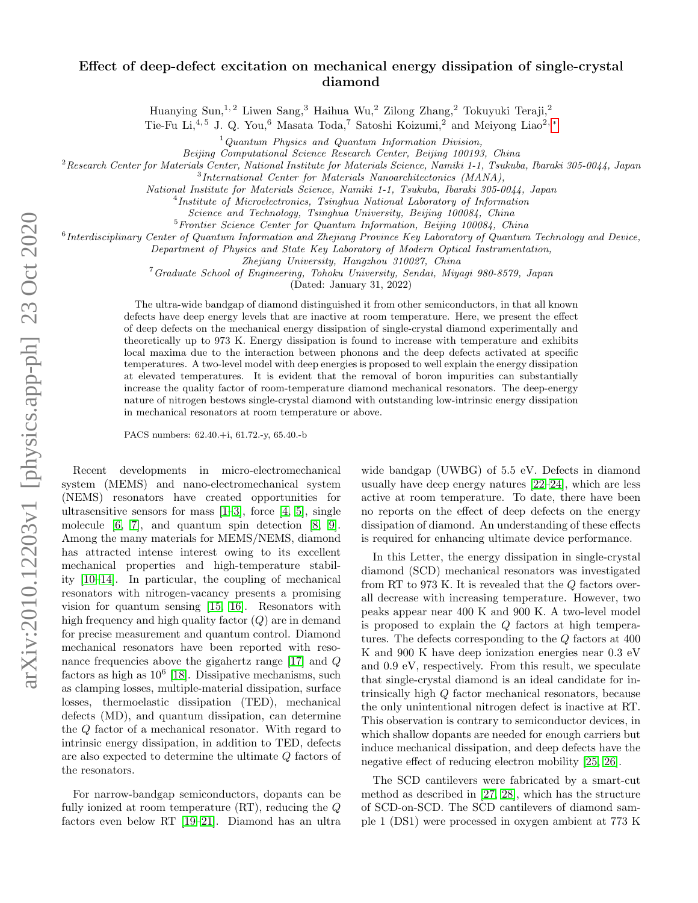# Effect of deep-defect excitation on mechanical energy dissipation of single-crystal diamond

Huanying Sun,[1,2] Liwen Sang,[3] Haihua Wu,[2] Zilong Zhang,[2] Tokuyuki Teraji,[2] Tie-Fu Li,[4,5] J. Q. You,[6] Masata Toda,[7] Satoshi Koizumi,[2] and Meiyong Liao[2,*]

[1] *Quantum Physics and Quantum Information Division, Beijing Computational Science Research Center, Beijing 100193, China*
[2] *Research Center for Materials Center, National Institute for Materials Science, Namiki 1-1, Tsukuba, Ibaraki 305-0044, Japan*
[3] *International Center for Materials Nanoarchitectonics (MANA), National Institute for Materials Science, Namiki 1-1, Tsukuba, Ibaraki 305-0044, Japan*
[4] *Institute of Microelectronics, Tsinghua National Laboratory of Information Science and Technology, Tsinghua University, Beijing 100084, China*
[5] *Frontier Science Center for Quantum Information, Beijing 100084, China*
[6] *Interdisciplinary Center of Quantum Information and Zhejiang Province Key Laboratory of Quantum Technology and Device, Department of Physics and State Key Laboratory of Modern Optical Instrumentation, Zhejiang University, Hangzhou 310027, China*
[7] *Graduate School of Engineering, Tohoku University, Sendai, Miyagi 980-8579, Japan*

(Dated: January 31, 2022)

The ultra-wide bandgap of diamond distinguished it from other semiconductors, in that all known defects have deep energy levels that are inactive at room temperature. Here, we present the effect of deep defects on the mechanical energy dissipation of single-crystal diamond experimentally and theoretically up to 973 K. Energy dissipation is found to increase with temperature and exhibits local maxima due to the interaction between phonons and the deep defects activated at specific temperatures. A two-level model with deep energies is proposed to well explain the energy dissipation at elevated temperatures. It is evident that the removal of boron impurities can substantially increase the quality factor of room-temperature diamond mechanical resonators. The deep-energy nature of nitrogen bestows single-crystal diamond with outstanding low-intrinsic energy dissipation in mechanical resonators at room temperature or above.

PACS numbers: 62.40.+i, 61.72.-y, 65.40.-b

Recent developments in micro-electromechanical system (MEMS) and nano-electromechanical system (NEMS) resonators have created opportunities for ultrasensitive sensors for mass [1–3], force [4, 5], single molecule [6, 7], and quantum spin detection [8, 9]. Among the many materials for MEMS/NEMS, diamond has attracted intense interest owing to its excellent mechanical properties and high-temperature stability [10–14]. In particular, the coupling of mechanical resonators with nitrogen-vacancy presents a promising vision for quantum sensing [15, 16]. Resonators with high frequency and high quality factor ($Q$) are in demand for precise measurement and quantum control. Diamond mechanical resonators have been reported with resonance frequencies above the gigahertz range [17] and $Q$ factors as high as $10^6$ [18]. Dissipative mechanisms, such as clamping losses, multiple-material dissipation, surface losses, thermoelastic dissipation (TED), mechanical defects (MD), and quantum dissipation, can determine the $Q$ factor of a mechanical resonator. With regard to intrinsic energy dissipation, in addition to TED, defects are also expected to determine the ultimate $Q$ factors of the resonators.

For narrow-bandgap semiconductors, dopants can be fully ionized at room temperature (RT), reducing the $Q$ factors even below RT [19–21]. Diamond has an ultra wide bandgap (UWBG) of 5.5 eV. Defects in diamond usually have deep energy natures [22–24], which are less active at room temperature. To date, there have been no reports on the effect of deep defects on the energy dissipation of diamond. An understanding of these effects is required for enhancing ultimate device performance.

In this Letter, the energy dissipation in single-crystal diamond (SCD) mechanical resonators was investigated from RT to 973 K. It is revealed that the $Q$ factors overall decrease with increasing temperature. However, two peaks appear near 400 K and 900 K. A two-level model is proposed to explain the $Q$ factors at high temperatures. The defects corresponding to the $Q$ factors at 400 K and 900 K have deep ionization energies near 0.3 eV and 0.9 eV, respectively. From this result, we speculate that single-crystal diamond is an ideal candidate for intrinsically high $Q$ factor mechanical resonators, because the only unintentional nitrogen defect is inactive at RT. This observation is contrary to semiconductor devices, in which shallow dopants are needed for enough carriers but induce mechanical dissipation, and deep defects have the negative effect of reducing electron mobility [25, 26].

The SCD cantilevers were fabricated by a smart-cut method as described in [27, 28], which has the structure of SCD-on-SCD. The SCD cantilevers of diamond sample 1 (DS1) were processed in oxygen ambient at 773 K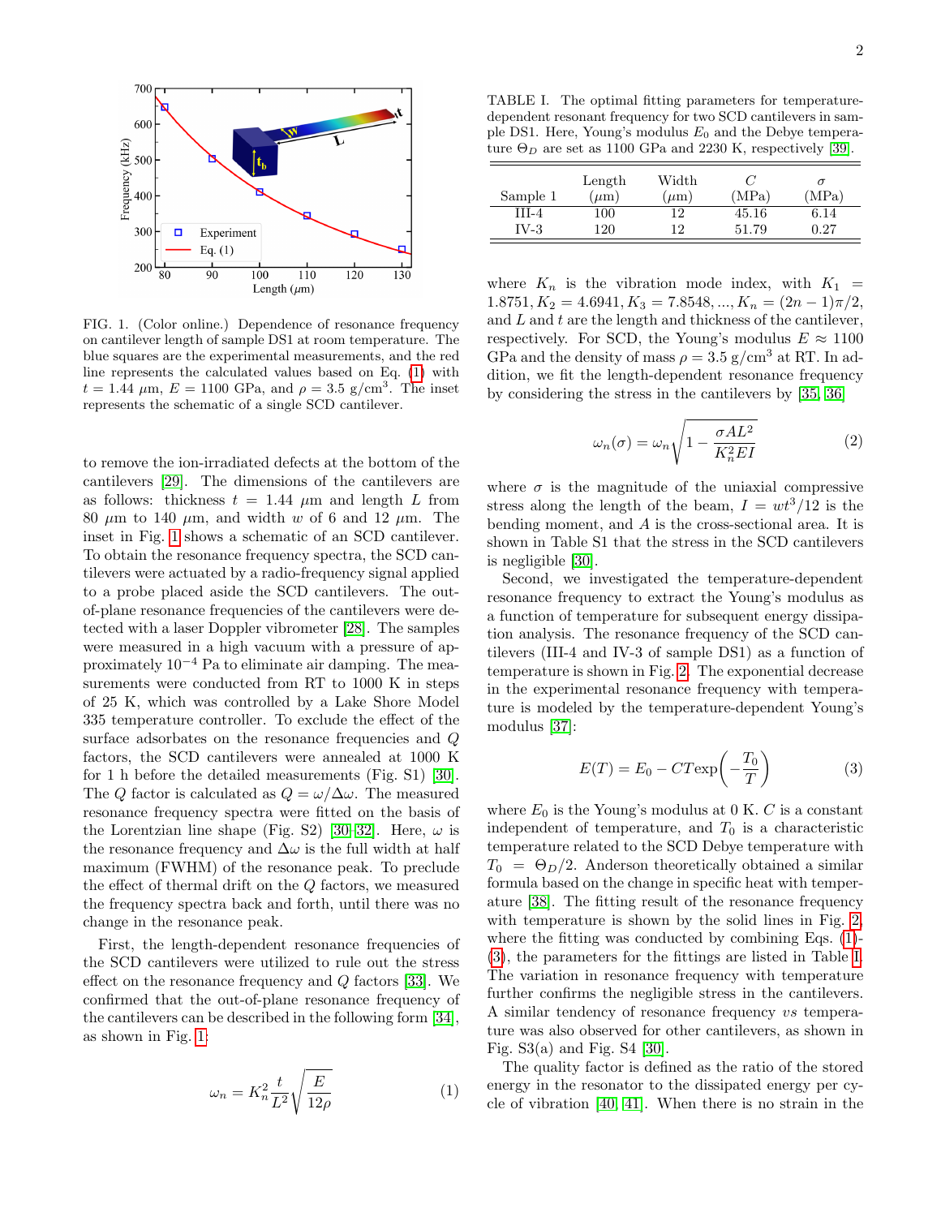FIG. 1. (Color online.) Dependence of resonance frequency on cantilever length of sample DS1 at room temperature. The blue squares are the experimental measurements, and the red line represents the calculated values based on Eq. (1) with $t = 1.44$ $\mu$m, $E = 1100$ GPa, and $\rho = 3.5$ g/cm$^3$. The inset represents the schematic of a single SCD cantilever.

to remove the ion-irradiated defects at the bottom of the cantilevers [29]. The dimensions of the cantilevers are as follows: thickness $t = 1.44$ $\mu$m and length $L$ from 80 $\mu$m to 140 $\mu$m, and width $w$ of 6 and 12 $\mu$m. The inset in Fig. 1 shows a schematic of an SCD cantilever. To obtain the resonance frequency spectra, the SCD cantilevers were actuated by a radio-frequency signal applied to a probe placed aside the SCD cantilevers. The out-of-plane resonance frequencies of the cantilevers were detected with a laser Doppler vibrometer [28]. The samples were measured in a high vacuum with a pressure of approximately $10^{-4}$ Pa to eliminate air damping. The measurements were conducted from RT to 1000 K in steps of 25 K, which was controlled by a Lake Shore Model 335 temperature controller. To exclude the effect of the surface adsorbates on the resonance frequencies and $Q$ factors, the SCD cantilevers were annealed at 1000 K for 1 h before the detailed measurements (Fig. S1) [30]. The $Q$ factor is calculated as $Q = \omega/\Delta\omega$. The measured resonance frequency spectra were fitted on the basis of the Lorentzian line shape (Fig. S2) [30–32]. Here, $\omega$ is the resonance frequency and $\Delta\omega$ is the full width at half maximum (FWHM) of the resonance peak. To preclude the effect of thermal drift on the $Q$ factors, we measured the frequency spectra back and forth, until there was no change in the resonance peak.

First, the length-dependent resonance frequencies of the SCD cantilevers were utilized to rule out the stress effect on the resonance frequency and $Q$ factors [33]. We confirmed that the out-of-plane resonance frequency of the cantilevers can be described in the following form [34], as shown in Fig. 1:

$$\omega_n = K_n^2 \frac{t}{L^2}\sqrt{\frac{E}{12\rho}} \tag{1}$$

TABLE I. The optimal fitting parameters for temperature-dependent resonant frequency for two SCD cantilevers in sample DS1. Here, Young's modulus $E_0$ and the Debye temperature $\Theta_D$ are set as 1100 GPa and 2230 K, respectively [39].

| Sample 1 | Length ($\mu$m) | Width ($\mu$m) | $C$ (MPa) | $\sigma$ (MPa) |
|---|---|---|---|---|
| III-4 | 100 | 12 | 45.16 | 6.14 |
| IV-3 | 120 | 12 | 51.79 | 0.27 |

where $K_n$ is the vibration mode index, with $K_1 = 1.8751, K_2 = 4.6941, K_3 = 7.8548, ..., K_n = (2n-1)\pi/2$, and $L$ and $t$ are the length and thickness of the cantilever, respectively. For SCD, the Young's modulus $E \approx 1100$ GPa and the density of mass $\rho = 3.5$ g/cm$^3$ at RT. In addition, we fit the length-dependent resonance frequency by considering the stress in the cantilevers by [35, 36]

$$\omega_n(\sigma) = \omega_n\sqrt{1 - \frac{\sigma A L^2}{K_n^2 E I}} \tag{2}$$

where $\sigma$ is the magnitude of the uniaxial compressive stress along the length of the beam, $I = wt^3/12$ is the bending moment, and $A$ is the cross-sectional area. It is shown in Table S1 that the stress in the SCD cantilevers is negligible [30].

Second, we investigated the temperature-dependent resonance frequency to extract the Young's modulus as a function of temperature for subsequent energy dissipation analysis. The resonance frequency of the SCD cantilevers (III-4 and IV-3 of sample DS1) as a function of temperature is shown in Fig. 2. The exponential decrease in the experimental resonance frequency with temperature is modeled by the temperature-dependent Young's modulus [37]:

$$E(T) = E_0 - CT\exp\left(-\frac{T_0}{T}\right) \tag{3}$$

where $E_0$ is the Young's modulus at 0 K. $C$ is a constant independent of temperature, and $T_0$ is a characteristic temperature related to the SCD Debye temperature with $T_0 = \Theta_D/2$. Anderson theoretically obtained a similar formula based on the change in specific heat with temperature [38]. The fitting result of the resonance frequency with temperature is shown by the solid lines in Fig. 2, where the fitting was conducted by combining Eqs. (1)-(3), the parameters for the fittings are listed in Table I. The variation in resonance frequency with temperature further confirms the negligible stress in the cantilevers. A similar tendency of resonance frequency *vs* temperature was also observed for other cantilevers, as shown in Fig. S3(a) and Fig. S4 [30].

The quality factor is defined as the ratio of the stored energy in the resonator to the dissipated energy per cycle of vibration [40, 41]. When there is no strain in the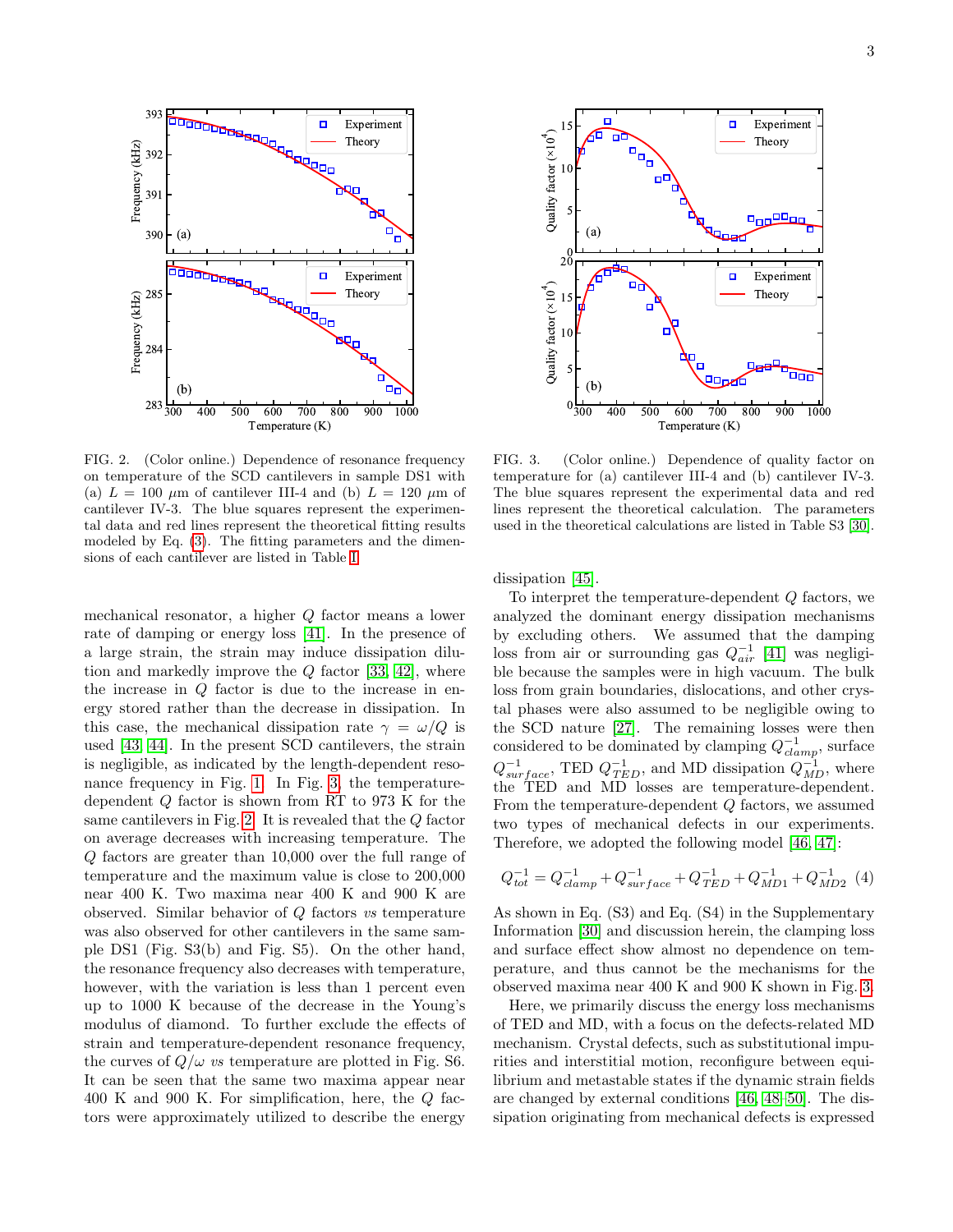FIG. 2. (Color online.) Dependence of resonance frequency on temperature of the SCD cantilevers in sample DS1 with (a) $L = 100$ $\mu$m of cantilever III-4 and (b) $L = 120$ $\mu$m of cantilever IV-3. The blue squares represent the experimental data and red lines represent the theoretical fitting results modeled by Eq. (3). The fitting parameters and the dimensions of each cantilever are listed in Table I.

mechanical resonator, a higher $Q$ factor means a lower rate of damping or energy loss [41]. In the presence of a large strain, the strain may induce dissipation dilution and markedly improve the $Q$ factor [33, 42], where the increase in $Q$ factor is due to the increase in energy stored rather than the decrease in dissipation. In this case, the mechanical dissipation rate $\gamma = \omega/Q$ is used [43, 44]. In the present SCD cantilevers, the strain is negligible, as indicated by the length-dependent resonance frequency in Fig. 1. In Fig. 3, the temperature-dependent $Q$ factor is shown from RT to 973 K for the same cantilevers in Fig. 2. It is revealed that the $Q$ factor on average decreases with increasing temperature. The $Q$ factors are greater than 10,000 over the full range of temperature and the maximum value is close to 200,000 near 400 K. Two maxima near 400 K and 900 K are observed. Similar behavior of $Q$ factors *vs* temperature was also observed for other cantilevers in the same sample DS1 (Fig. S3(b) and Fig. S5). On the other hand, the resonance frequency also decreases with temperature, however, with the variation is less than 1 percent even up to 1000 K because of the decrease in the Young's modulus of diamond. To further exclude the effects of strain and temperature-dependent resonance frequency, the curves of $Q/\omega$ *vs* temperature are plotted in Fig. S6. It can be seen that the same two maxima appear near 400 K and 900 K. For simplification, here, the $Q$ factors were approximately utilized to describe the energy dissipation [45].

FIG. 3. (Color online.) Dependence of quality factor on temperature for (a) cantilever III-4 and (b) cantilever IV-3. The blue squares represent the experimental data and red lines represent the theoretical calculation. The parameters used in the theoretical calculations are listed in Table S3 [30].

To interpret the temperature-dependent $Q$ factors, we analyzed the dominant energy dissipation mechanisms by excluding others. We assumed that the damping loss from air or surrounding gas $Q^{-1}_{air}$ [41] was negligible because the samples were in high vacuum. The bulk loss from grain boundaries, dislocations, and other crystal phases were also assumed to be negligible owing to the SCD nature [27]. The remaining losses were then considered to be dominated by clamping $Q^{-1}_{clamp}$, surface $Q^{-1}_{surface}$, TED $Q^{-1}_{TED}$, and MD dissipation $Q^{-1}_{MD}$, where the TED and MD losses are temperature-dependent. From the temperature-dependent $Q$ factors, we assumed two types of mechanical defects in our experiments. Therefore, we adopted the following model [46, 47]:

$$Q^{-1}_{tot} = Q^{-1}_{clamp} + Q^{-1}_{surface} + Q^{-1}_{TED} + Q^{-1}_{MD1} + Q^{-1}_{MD2} \quad (4)$$

As shown in Eq. (S3) and Eq. (S4) in the Supplementary Information [30] and discussion herein, the clamping loss and surface effect show almost no dependence on temperature, and thus cannot be the mechanisms for the observed maxima near 400 K and 900 K shown in Fig. 3.

Here, we primarily discuss the energy loss mechanisms of TED and MD, with a focus on the defects-related MD mechanism. Crystal defects, such as substitutional impurities and interstitial motion, reconfigure between equilibrium and metastable states if the dynamic strain fields are changed by external conditions [46, 48–50]. The dissipation originating from mechanical defects is expressed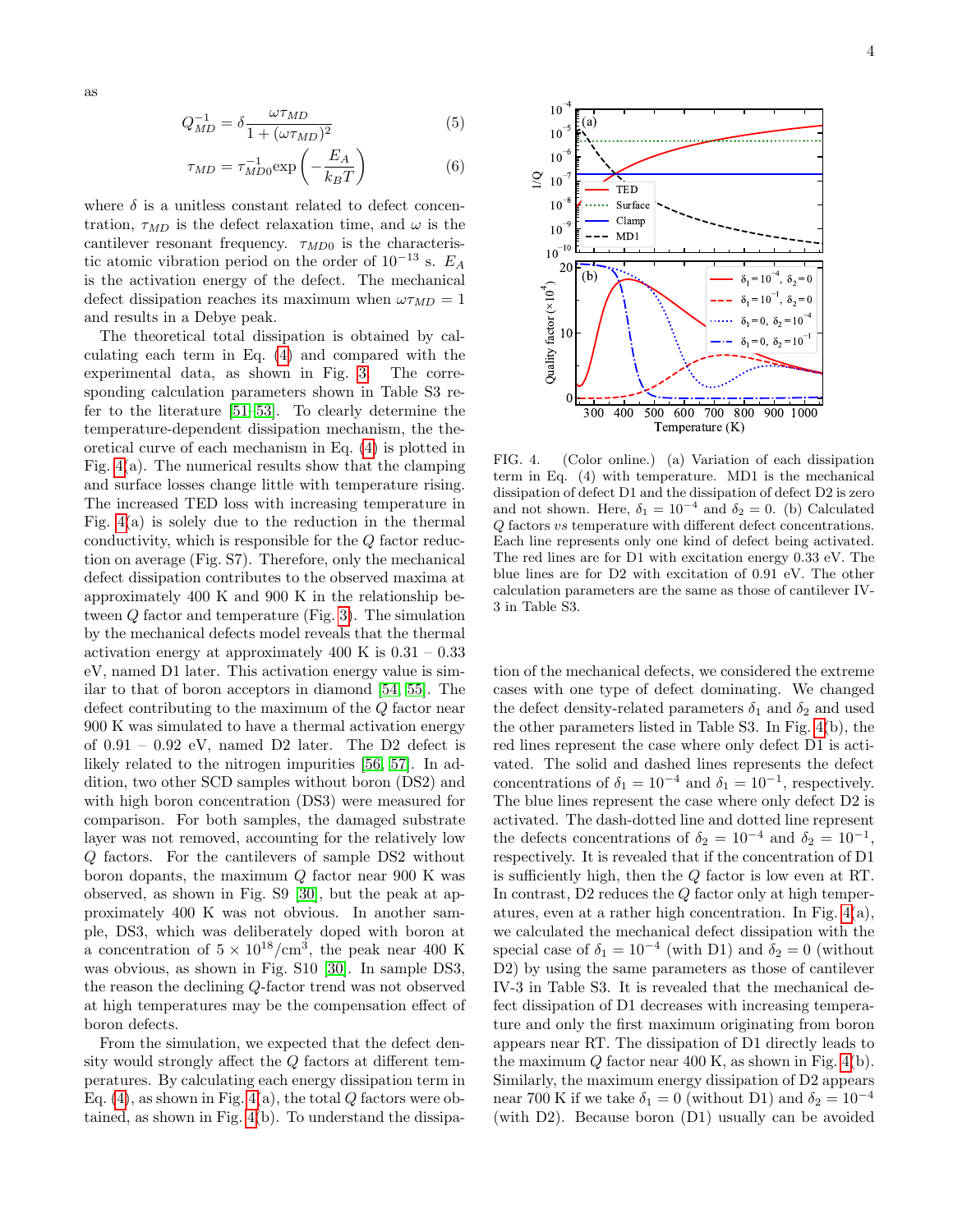as

$$Q_{MD}^{-1} = \delta \frac{\omega \tau_{MD}}{1 + (\omega \tau_{MD})^2} \tag{5}$$

$$\tau_{MD} = \tau_{MD0}^{-1} \exp\left(-\frac{E_A}{k_B T}\right) \tag{6}$$

where $\delta$ is a unitless constant related to defect concentration, $\tau_{MD}$ is the defect relaxation time, and $\omega$ is the cantilever resonant frequency. $\tau_{MD0}$ is the characteristic atomic vibration period on the order of $10^{-13}$ s. $E_A$ is the activation energy of the defect. The mechanical defect dissipation reaches its maximum when $\omega \tau_{MD} = 1$ and results in a Debye peak.

The theoretical total dissipation is obtained by calculating each term in Eq. (4) and compared with the experimental data, as shown in Fig. 3. The corresponding calculation parameters shown in Table S3 refer to the literature [51–53]. To clearly determine the temperature-dependent dissipation mechanism, the theoretical curve of each mechanism in Eq. (4) is plotted in Fig. 4(a). The numerical results show that the clamping and surface losses change little with temperature rising. The increased TED loss with increasing temperature in Fig. 4(a) is solely due to the reduction in the thermal conductivity, which is responsible for the $Q$ factor reduction on average (Fig. S7). Therefore, only the mechanical defect dissipation contributes to the observed maxima at approximately 400 K and 900 K in the relationship between $Q$ factor and temperature (Fig. 3). The simulation by the mechanical defects model reveals that the thermal activation energy at approximately 400 K is 0.31 – 0.33 eV, named D1 later. This activation energy value is similar to that of boron acceptors in diamond [54, 55]. The defect contributing to the maximum of the $Q$ factor near 900 K was simulated to have a thermal activation energy of 0.91 – 0.92 eV, named D2 later. The D2 defect is likely related to the nitrogen impurities [56, 57]. In addition, two other SCD samples without boron (DS2) and with high boron concentration (DS3) were measured for comparison. For both samples, the damaged substrate layer was not removed, accounting for the relatively low $Q$ factors. For the cantilevers of sample DS2 without boron dopants, the maximum $Q$ factor near 900 K was observed, as shown in Fig. S9 [30], but the peak at approximately 400 K was not obvious. In another sample, DS3, which was deliberately doped with boron at a concentration of $5 \times 10^{18}/\text{cm}^3$, the peak near 400 K was obvious, as shown in Fig. S10 [30]. In sample DS3, the reason the declining $Q$-factor trend was not observed at high temperatures may be the compensation effect of boron defects.

From the simulation, we expected that the defect density would strongly affect the $Q$ factors at different temperatures. By calculating each energy dissipation term in Eq. (4), as shown in Fig. 4(a), the total $Q$ factors were obtained, as shown in Fig. 4(b). To understand the dissipation of the mechanical defects, we considered the extreme cases with one type of defect dominating. We changed the defect density-related parameters $\delta_1$ and $\delta_2$ and used the other parameters listed in Table S3. In Fig. 4(b), the red lines represent the case where only defect D1 is activated. The solid and dashed lines represents the defect concentrations of $\delta_1 = 10^{-4}$ and $\delta_1 = 10^{-1}$, respectively. The blue lines represent the case where only defect D2 is activated. The dash-dotted line and dotted line represent the defects concentrations of $\delta_2 = 10^{-4}$ and $\delta_2 = 10^{-1}$, respectively. It is revealed that if the concentration of D1 is sufficiently high, then the $Q$ factor is low even at RT. In contrast, D2 reduces the $Q$ factor only at high temperatures, even at a rather high concentration. In Fig. 4(a), we calculated the mechanical defect dissipation with the special case of $\delta_1 = 10^{-4}$ (with D1) and $\delta_2 = 0$ (without D2) by using the same parameters as those of cantilever IV-3 in Table S3. It is revealed that the mechanical defect dissipation of D1 decreases with increasing temperature and only the first maximum originating from boron appears near RT. The dissipation of D1 directly leads to the maximum $Q$ factor near 400 K, as shown in Fig. 4(b). Similarly, the maximum energy dissipation of D2 appears near 700 K if we take $\delta_1 = 0$ (without D1) and $\delta_2 = 10^{-4}$ (with D2). Because boron (D1) usually can be avoided

FIG. 4. (Color online.) (a) Variation of each dissipation term in Eq. (4) with temperature. MD1 is the mechanical dissipation of defect D1 and the dissipation of defect D2 is zero and not shown. Here, $\delta_1 = 10^{-4}$ and $\delta_2 = 0$. (b) Calculated $Q$ factors *vs* temperature with different defect concentrations. Each line represents only one kind of defect being activated. The red lines are for D1 with excitation energy 0.33 eV. The blue lines are for D2 with excitation of 0.91 eV. The other calculation parameters are the same as those of cantilever IV-3 in Table S3.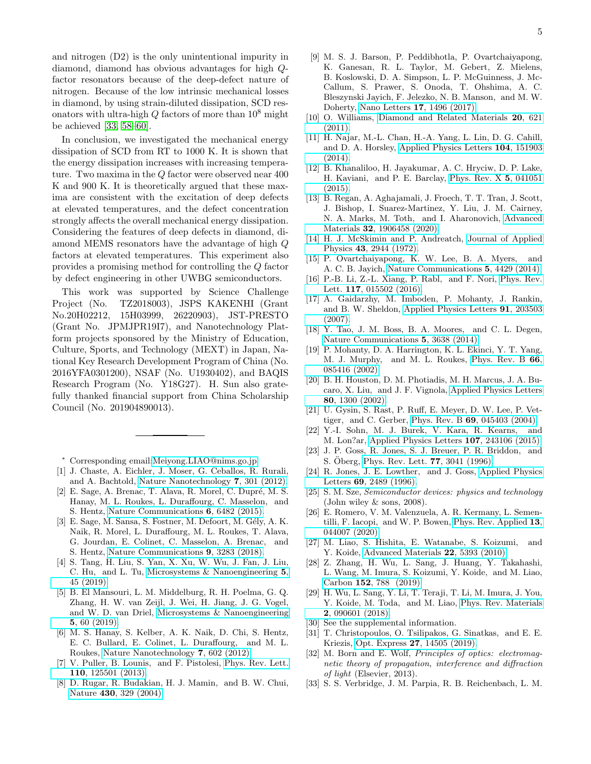and nitrogen (D2) is the only unintentional impurity in diamond, diamond has obvious advantages for high $Q$-factor resonators because of the deep-defect nature of nitrogen. Because of the low intrinsic mechanical losses in diamond, by using strain-diluted dissipation, SCD resonators with ultra-high $Q$ factors of more than $10^8$ might be achieved [33, 58–60].

In conclusion, we investigated the mechanical energy dissipation of SCD from RT to 1000 K. It is shown that the energy dissipation increases with increasing temperature. Two maxima in the $Q$ factor were observed near 400 K and 900 K. It is theoretically argued that these maxima are consistent with the excitation of deep defects at elevated temperatures, and the defect concentration strongly affects the overall mechanical energy dissipation. Considering the features of deep defects in diamond, diamond MEMS resonators have the advantage of high $Q$ factors at elevated temperatures. This experiment also provides a promising method for controlling the $Q$ factor by defect engineering in other UWBG semiconductors.

This work was supported by Science Challenge Project (No. TZ2018003), JSPS KAKENHI (Grant No.20H02212, 15H03999, 26220903), JST-PRESTO (Grant No. JPMJPR19I7), and Nanotechnology Platform projects sponsored by the Ministry of Education, Culture, Sports, and Technology (MEXT) in Japan, National Key Research Development Program of China (No. 2016YFA0301200), NSAF (No. U1930402), and BAQIS Research Program (No. Y18G27). H. Sun also gratefully thanked financial support from China Scholarship Council (No. 201904890013).

---

* Corresponding email:Meiyong.LIAO@nims.go.jp

[1] J. Chaste, A. Eichler, J. Moser, G. Ceballos, R. Rurali, and A. Bachtold, Nature Nanotechnology **7**, 301 (2012).

[2] E. Sage, A. Brenac, T. Alava, R. Morel, C. Dupré, M. S. Hanay, M. L. Roukes, L. Duraffourg, C. Masselon, and S. Hentz, Nature Communications **6**, 6482 (2015).

[3] E. Sage, M. Sansa, S. Fostner, M. Defoort, M. Gély, A. K. Naik, R. Morel, L. Duraffourg, M. L. Roukes, T. Alava, G. Jourdan, E. Colinet, C. Masselon, A. Brenac, and S. Hentz, Nature Communications **9**, 3283 (2018).

[4] S. Tang, H. Liu, S. Yan, X. Xu, W. Wu, J. Fan, J. Liu, C. Hu, and L. Tu, Microsystems & Nanoengineering **5**, 45 (2019).

[5] B. El Mansouri, L. M. Middelburg, R. H. Poelma, G. Q. Zhang, H. W. van Zeijl, J. Wei, H. Jiang, J. G. Vogel, and W. D. van Driel, Microsystems & Nanoengineering **5**, 60 (2019).

[6] M. S. Hanay, S. Kelber, A. K. Naik, D. Chi, S. Hentz, E. C. Bullard, E. Colinet, L. Duraffourg, and M. L. Roukes, Nature Nanotechnology **7**, 602 (2012).

[7] V. Puller, B. Lounis, and F. Pistolesi, Phys. Rev. Lett. **110**, 125501 (2013).

[8] D. Rugar, R. Budakian, H. J. Mamin, and B. W. Chui, Nature **430**, 329 (2004).

[9] M. S. J. Barson, P. Peddibhotla, P. Ovartchaiyapong, K. Ganesan, R. L. Taylor, M. Gebert, Z. Mielens, B. Koslowski, D. A. Simpson, L. P. McGuinness, J. McCallum, S. Prawer, S. Onoda, T. Ohshima, A. C. Bleszynski Jayich, F. Jelezko, N. B. Manson, and M. W. Doherty, Nano Letters **17**, 1496 (2017).

[10] O. Williams, Diamond and Related Materials **20**, 621 (2011).

[11] H. Najar, M.-L. Chan, H.-A. Yang, L. Lin, D. G. Cahill, and D. A. Horsley, Applied Physics Letters **104**, 151903 (2014).

[12] B. Khanaliloo, H. Jayakumar, A. C. Hryciw, D. P. Lake, H. Kaviani, and P. E. Barclay, Phys. Rev. X **5**, 041051 (2015).

[13] B. Regan, A. Aghajamali, J. Froech, T. T. Tran, J. Scott, J. Bishop, I. Suarez-Martinez, Y. Liu, J. M. Cairney, N. A. Marks, M. Toth, and I. Aharonovich, Advanced Materials **32**, 1906458 (2020).

[14] H. J. McSkimin and P. Andreatch, Journal of Applied Physics **43**, 2944 (1972).

[15] P. Ovartchaiyapong, K. W. Lee, B. A. Myers, and A. C. B. Jayich, Nature Communications **5**, 4429 (2014).

[16] P.-B. Li, Z.-L. Xiang, P. Rabl, and F. Nori, Phys. Rev. Lett. **117**, 015502 (2016).

[17] A. Gaidarzhy, M. Imboden, P. Mohanty, J. Rankin, and B. W. Sheldon, Applied Physics Letters **91**, 203503 (2007).

[18] Y. Tao, J. M. Boss, B. A. Moores, and C. L. Degen, Nature Communications **5**, 3638 (2014).

[19] P. Mohanty, D. A. Harrington, K. L. Ekinci, Y. T. Yang, M. J. Murphy, and M. L. Roukes, Phys. Rev. B **66**, 085416 (2002).

[20] B. H. Houston, D. M. Photiadis, M. H. Marcus, J. A. Bucaro, X. Liu, and J. F. Vignola, Applied Physics Letters **80**, 1300 (2002).

[21] U. Gysin, S. Rast, P. Ruff, E. Meyer, D. W. Lee, P. Vettiger, and C. Gerber, Phys. Rev. B **69**, 045403 (2004).

[22] Y.-I. Sohn, M. J. Burek, V. Kara, R. Kearns, and M. Lon?ar, Applied Physics Letters **107**, 243106 (2015).

[23] J. P. Goss, R. Jones, S. J. Breuer, P. R. Briddon, and S. Öberg, Phys. Rev. Lett. **77**, 3041 (1996).

[24] R. Jones, J. E. Lowther, and J. Goss, Applied Physics Letters **69**, 2489 (1996).

[25] S. M. Sze, *Semiconductor devices: physics and technology* (John wiley & sons, 2008).

[26] E. Romero, V. M. Valenzuela, A. R. Kermany, L. Sementilli, F. Iacopi, and W. P. Bowen, Phys. Rev. Applied **13**, 044007 (2020).

[27] M. Liao, S. Hishita, E. Watanabe, S. Koizumi, and Y. Koide, Advanced Materials **22**, 5393 (2010).

[28] Z. Zhang, H. Wu, L. Sang, J. Huang, Y. Takahashi, L. Wang, M. Imura, S. Koizumi, Y. Koide, and M. Liao, Carbon **152**, 788 (2019).

[29] H. Wu, L. Sang, Y. Li, T. Teraji, T. Li, M. Imura, J. You, Y. Koide, M. Toda, and M. Liao, Phys. Rev. Materials **2**, 090601 (2018).

[30] See the supplemental information.

[31] T. Christopoulos, O. Tsilipakos, G. Sinatkas, and E. E. Kriezis, Opt. Express **27**, 14505 (2019).

[32] M. Born and E. Wolf, *Principles of optics: electromagnetic theory of propagation, interference and diffraction of light* (Elsevier, 2013).

[33] S. S. Verbridge, J. M. Parpia, R. B. Reichenbach, L. M.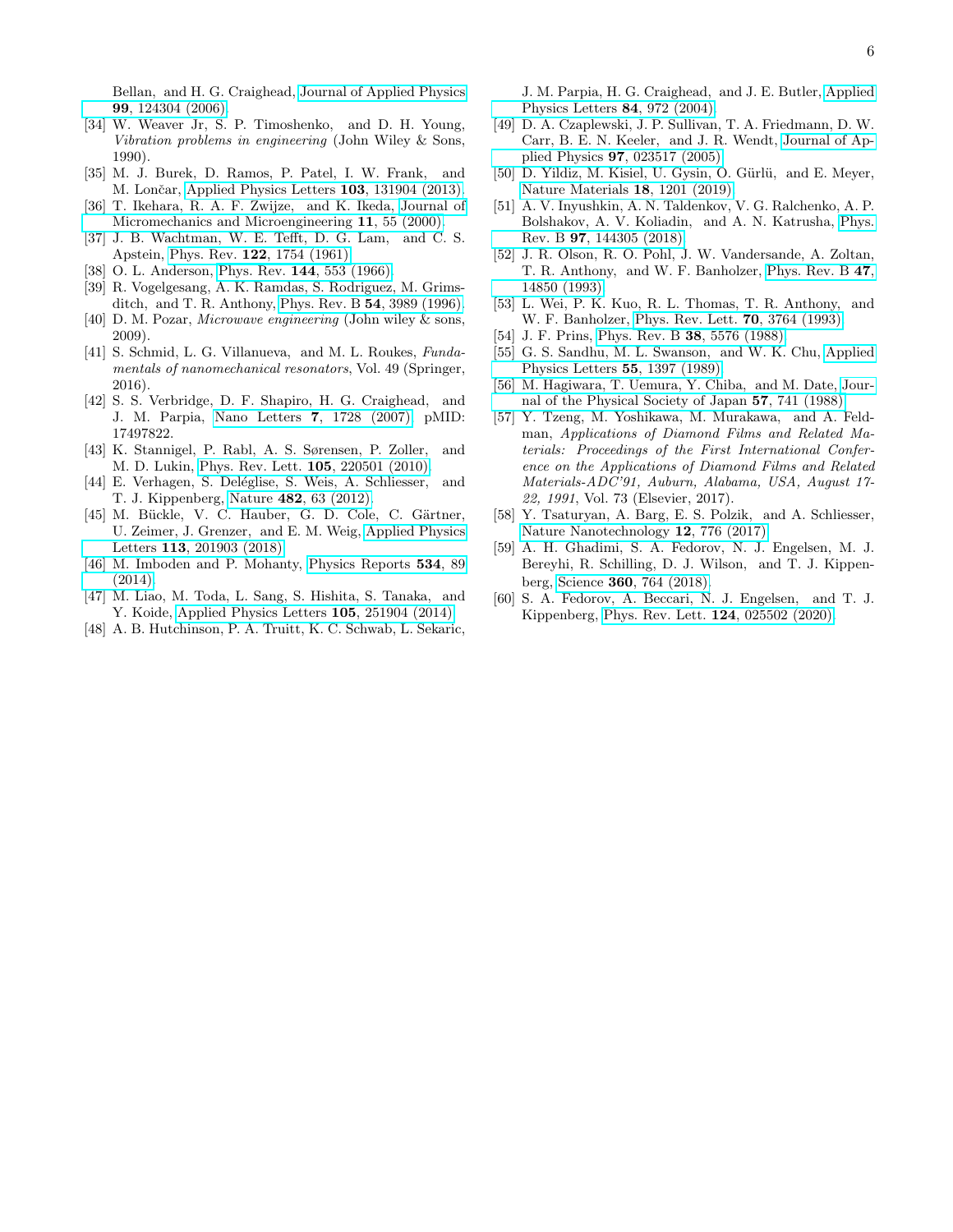Bellan, and H. G. Craighead, Journal of Applied Physics **99**, 124304 (2006).

[34] W. Weaver Jr, S. P. Timoshenko, and D. H. Young, *Vibration problems in engineering* (John Wiley & Sons, 1990).

[35] M. J. Burek, D. Ramos, P. Patel, I. W. Frank, and M. Lončar, Applied Physics Letters **103**, 131904 (2013).

[36] T. Ikehara, R. A. F. Zwijze, and K. Ikeda, Journal of Micromechanics and Microengineering **11**, 55 (2000).

[37] J. B. Wachtman, W. E. Tefft, D. G. Lam, and C. S. Apstein, Phys. Rev. **122**, 1754 (1961).

[38] O. L. Anderson, Phys. Rev. **144**, 553 (1966).

[39] R. Vogelgesang, A. K. Ramdas, S. Rodriguez, M. Grimsditch, and T. R. Anthony, Phys. Rev. B **54**, 3989 (1996).

[40] D. M. Pozar, *Microwave engineering* (John wiley & sons, 2009).

[41] S. Schmid, L. G. Villanueva, and M. L. Roukes, *Fundamentals of nanomechanical resonators*, Vol. 49 (Springer, 2016).

[42] S. S. Verbridge, D. F. Shapiro, H. G. Craighead, and J. M. Parpia, Nano Letters **7**, 1728 (2007), pMID: 17497822.

[43] K. Stannigel, P. Rabl, A. S. Sørensen, P. Zoller, and M. D. Lukin, Phys. Rev. Lett. **105**, 220501 (2010).

[44] E. Verhagen, S. Deléglise, S. Weis, A. Schliesser, and T. J. Kippenberg, Nature **482**, 63 (2012).

[45] M. Bückle, V. C. Hauber, G. D. Cole, C. Gärtner, U. Zeimer, J. Grenzer, and E. M. Weig, Applied Physics Letters **113**, 201903 (2018).

[46] M. Imboden and P. Mohanty, Physics Reports **534**, 89 (2014).

[47] M. Liao, M. Toda, L. Sang, S. Hishita, S. Tanaka, and Y. Koide, Applied Physics Letters **105**, 251904 (2014).

[48] A. B. Hutchinson, P. A. Truitt, K. C. Schwab, L. Sekaric, J. M. Parpia, H. G. Craighead, and J. E. Butler, Applied Physics Letters **84**, 972 (2004).

[49] D. A. Czaplewski, J. P. Sullivan, T. A. Friedmann, D. W. Carr, B. E. N. Keeler, and J. R. Wendt, Journal of Applied Physics **97**, 023517 (2005).

[50] D. Yildiz, M. Kisiel, U. Gysin, O. Gürlü, and E. Meyer, Nature Materials **18**, 1201 (2019).

[51] A. V. Inyushkin, A. N. Taldenkov, V. G. Ralchenko, A. P. Bolshakov, A. V. Koliadin, and A. N. Katrusha, Phys. Rev. B **97**, 144305 (2018).

[52] J. R. Olson, R. O. Pohl, J. W. Vandersande, A. Zoltan, T. R. Anthony, and W. F. Banholzer, Phys. Rev. B **47**, 14850 (1993).

[53] L. Wei, P. K. Kuo, R. L. Thomas, T. R. Anthony, and W. F. Banholzer, Phys. Rev. Lett. **70**, 3764 (1993).

[54] J. F. Prins, Phys. Rev. B **38**, 5576 (1988).

[55] G. S. Sandhu, M. L. Swanson, and W. K. Chu, Applied Physics Letters **55**, 1397 (1989).

[56] M. Hagiwara, T. Uemura, Y. Chiba, and M. Date, Journal of the Physical Society of Japan **57**, 741 (1988).

[57] Y. Tzeng, M. Yoshikawa, M. Murakawa, and A. Feldman, *Applications of Diamond Films and Related Materials: Proceedings of the First International Conference on the Applications of Diamond Films and Related Materials-ADC'91, Auburn, Alabama, USA, August 17-22, 1991*, Vol. 73 (Elsevier, 2017).

[58] Y. Tsaturyan, A. Barg, E. S. Polzik, and A. Schliesser, Nature Nanotechnology **12**, 776 (2017).

[59] A. H. Ghadimi, S. A. Fedorov, N. J. Engelsen, M. J. Bereyhi, R. Schilling, D. J. Wilson, and T. J. Kippenberg, Science **360**, 764 (2018).

[60] S. A. Fedorov, A. Beccari, N. J. Engelsen, and T. J. Kippenberg, Phys. Rev. Lett. **124**, 025502 (2020).